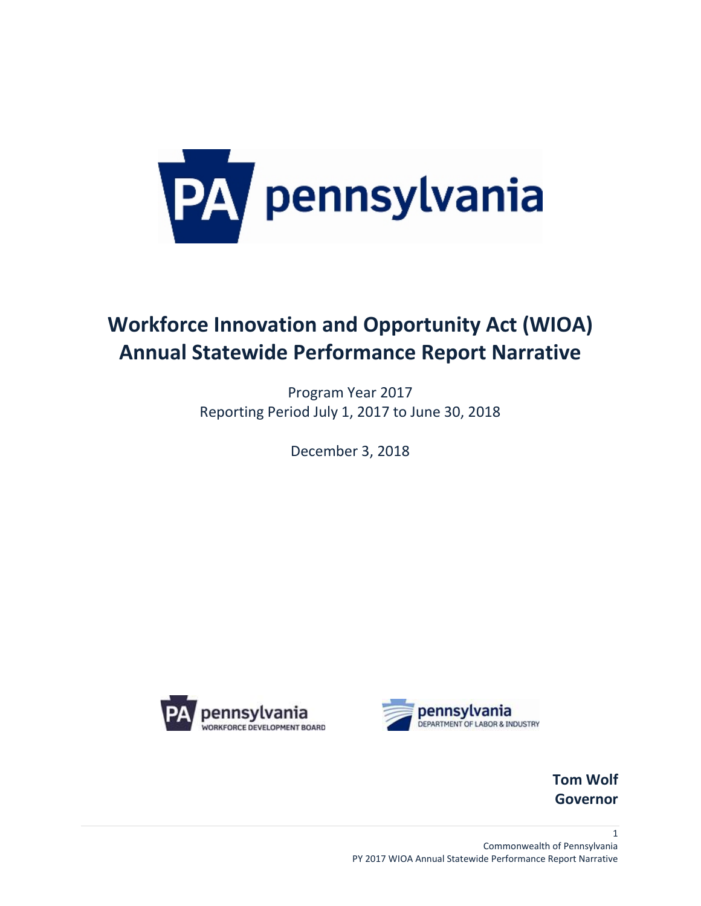# Workforce Innovation and Opportunity Act (WIOA) Annual Statewide Performance Report Narrative

Program Year 2017
Reporting Period July 1, 2017 to June 30, 2018

December 3, 2018

**Tom Wolf**
**Governor**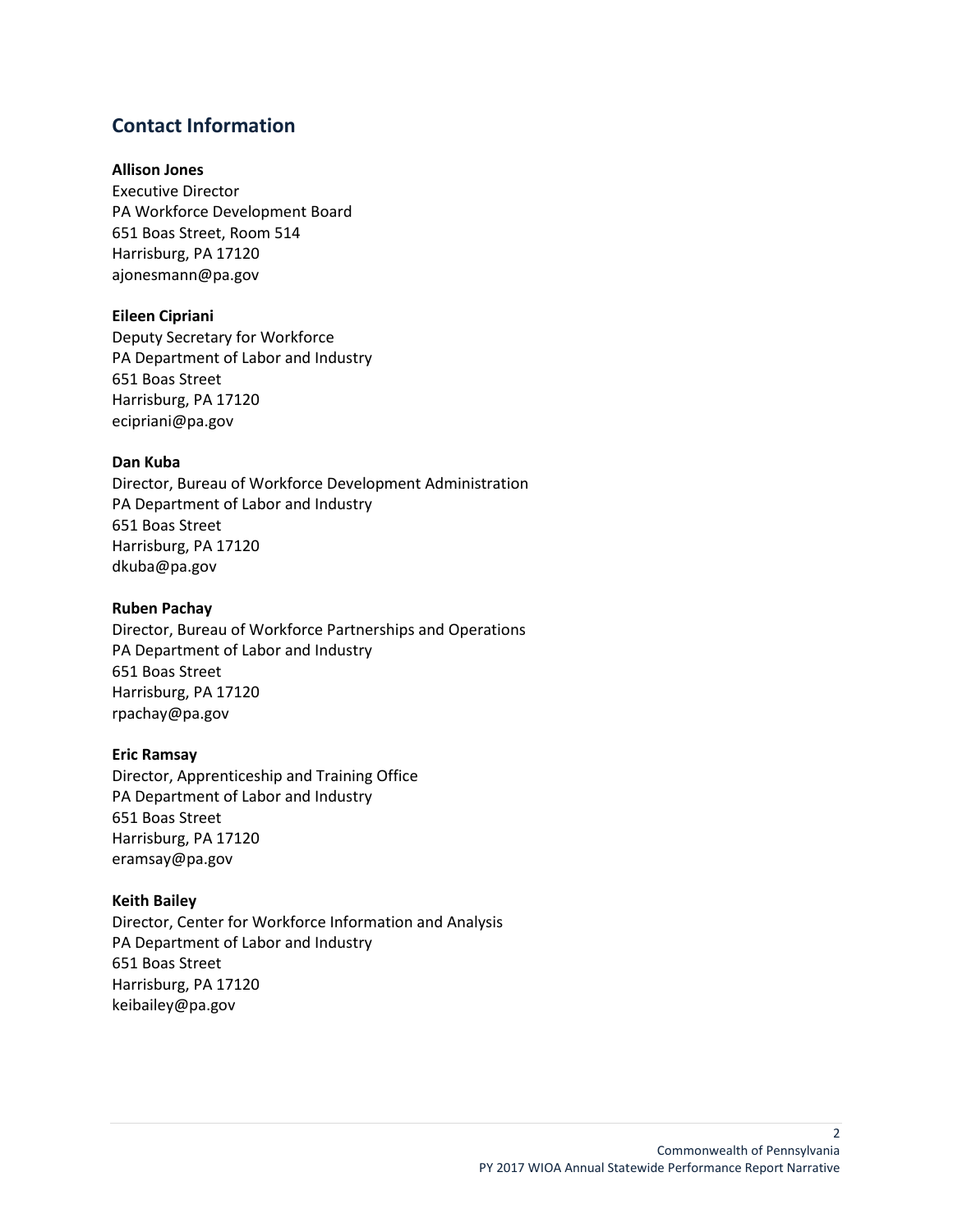## Contact Information

**Allison Jones**
Executive Director
PA Workforce Development Board
651 Boas Street, Room 514
Harrisburg, PA 17120
ajonesmann@pa.gov

**Eileen Cipriani**
Deputy Secretary for Workforce
PA Department of Labor and Industry
651 Boas Street
Harrisburg, PA 17120
ecipriani@pa.gov

**Dan Kuba**
Director, Bureau of Workforce Development Administration
PA Department of Labor and Industry
651 Boas Street
Harrisburg, PA 17120
dkuba@pa.gov

**Ruben Pachay**
Director, Bureau of Workforce Partnerships and Operations
PA Department of Labor and Industry
651 Boas Street
Harrisburg, PA 17120
rpachay@pa.gov

**Eric Ramsay**
Director, Apprenticeship and Training Office
PA Department of Labor and Industry
651 Boas Street
Harrisburg, PA 17120
eramsay@pa.gov

**Keith Bailey**
Director, Center for Workforce Information and Analysis
PA Department of Labor and Industry
651 Boas Street
Harrisburg, PA 17120
keibailey@pa.gov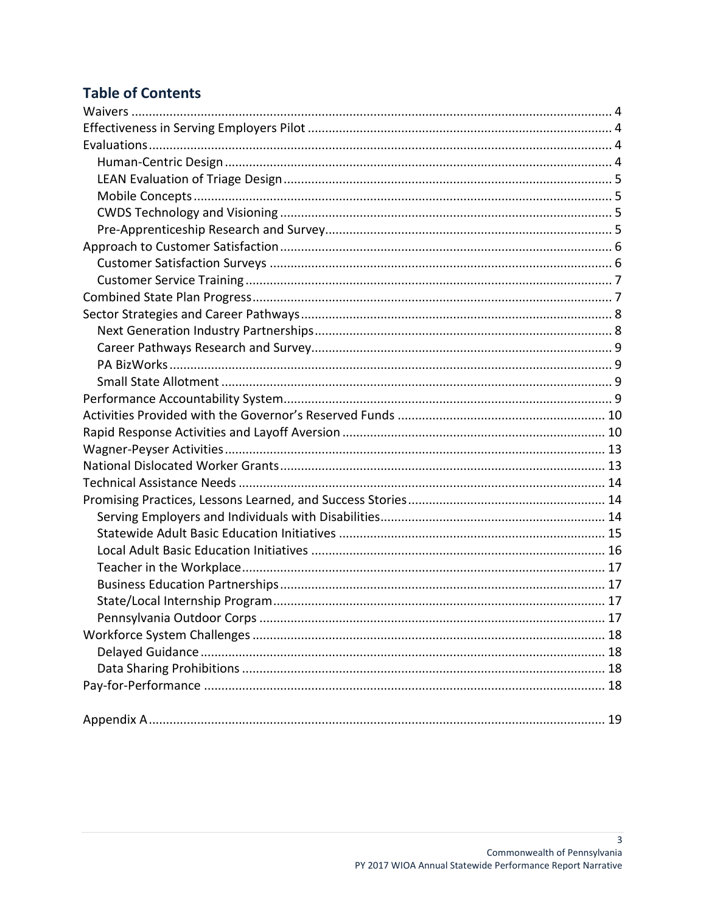## Table of Contents

- Waivers ..... 4
- Effectiveness in Serving Employers Pilot ..... 4
- Evaluations ..... 4
  - Human-Centric Design ..... 4
  - LEAN Evaluation of Triage Design ..... 5
  - Mobile Concepts ..... 5
  - CWDS Technology and Visioning ..... 5
  - Pre-Apprenticeship Research and Survey ..... 5
- Approach to Customer Satisfaction ..... 6
  - Customer Satisfaction Surveys ..... 6
  - Customer Service Training ..... 7
- Combined State Plan Progress ..... 7
- Sector Strategies and Career Pathways ..... 8
  - Next Generation Industry Partnerships ..... 8
  - Career Pathways Research and Survey ..... 9
  - PA BizWorks ..... 9
  - Small State Allotment ..... 9
- Performance Accountability System ..... 9
- Activities Provided with the Governor's Reserved Funds ..... 10
- Rapid Response Activities and Layoff Aversion ..... 10
- Wagner-Peyser Activities ..... 13
- National Dislocated Worker Grants ..... 13
- Technical Assistance Needs ..... 14
- Promising Practices, Lessons Learned, and Success Stories ..... 14
  - Serving Employers and Individuals with Disabilities ..... 14
  - Statewide Adult Basic Education Initiatives ..... 15
  - Local Adult Basic Education Initiatives ..... 16
  - Teacher in the Workplace ..... 17
  - Business Education Partnerships ..... 17
  - State/Local Internship Program ..... 17
  - Pennsylvania Outdoor Corps ..... 17
- Workforce System Challenges ..... 18
  - Delayed Guidance ..... 18
  - Data Sharing Prohibitions ..... 18
- Pay-for-Performance ..... 18

- Appendix A ..... 19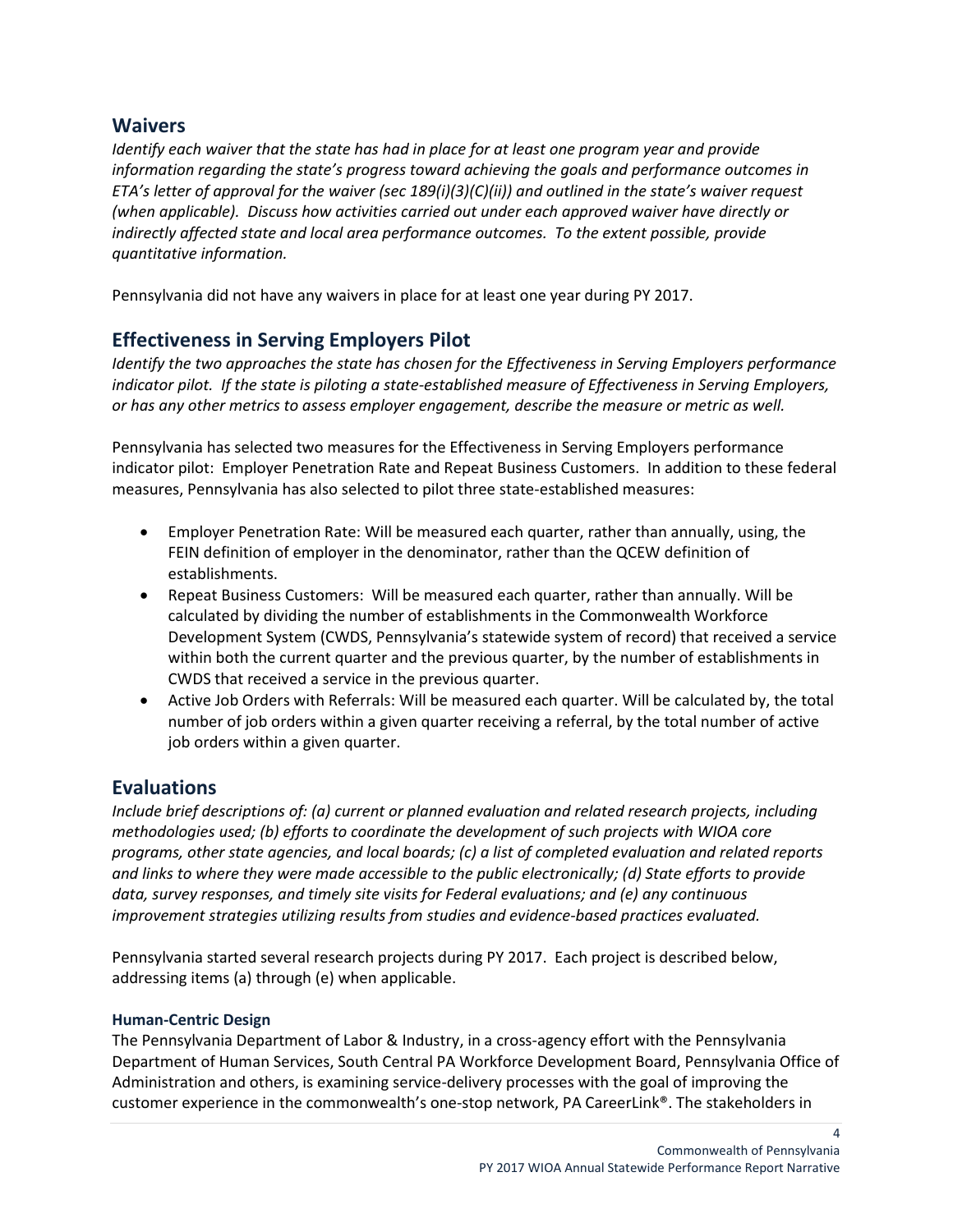## Waivers

*Identify each waiver that the state has had in place for at least one program year and provide information regarding the state's progress toward achieving the goals and performance outcomes in ETA's letter of approval for the waiver (sec 189(i)(3)(C)(ii)) and outlined in the state's waiver request (when applicable). Discuss how activities carried out under each approved waiver have directly or indirectly affected state and local area performance outcomes. To the extent possible, provide quantitative information.*

Pennsylvania did not have any waivers in place for at least one year during PY 2017.

## Effectiveness in Serving Employers Pilot

*Identify the two approaches the state has chosen for the Effectiveness in Serving Employers performance indicator pilot. If the state is piloting a state-established measure of Effectiveness in Serving Employers, or has any other metrics to assess employer engagement, describe the measure or metric as well.*

Pennsylvania has selected two measures for the Effectiveness in Serving Employers performance indicator pilot: Employer Penetration Rate and Repeat Business Customers. In addition to these federal measures, Pennsylvania has also selected to pilot three state-established measures:

- Employer Penetration Rate: Will be measured each quarter, rather than annually, using, the FEIN definition of employer in the denominator, rather than the QCEW definition of establishments.
- Repeat Business Customers: Will be measured each quarter, rather than annually. Will be calculated by dividing the number of establishments in the Commonwealth Workforce Development System (CWDS, Pennsylvania's statewide system of record) that received a service within both the current quarter and the previous quarter, by the number of establishments in CWDS that received a service in the previous quarter.
- Active Job Orders with Referrals: Will be measured each quarter. Will be calculated by, the total number of job orders within a given quarter receiving a referral, by the total number of active job orders within a given quarter.

## Evaluations

*Include brief descriptions of: (a) current or planned evaluation and related research projects, including methodologies used; (b) efforts to coordinate the development of such projects with WIOA core programs, other state agencies, and local boards; (c) a list of completed evaluation and related reports and links to where they were made accessible to the public electronically; (d) State efforts to provide data, survey responses, and timely site visits for Federal evaluations; and (e) any continuous improvement strategies utilizing results from studies and evidence-based practices evaluated.*

Pennsylvania started several research projects during PY 2017. Each project is described below, addressing items (a) through (e) when applicable.

### Human-Centric Design

The Pennsylvania Department of Labor & Industry, in a cross-agency effort with the Pennsylvania Department of Human Services, South Central PA Workforce Development Board, Pennsylvania Office of Administration and others, is examining service-delivery processes with the goal of improving the customer experience in the commonwealth's one-stop network, PA CareerLink®. The stakeholders in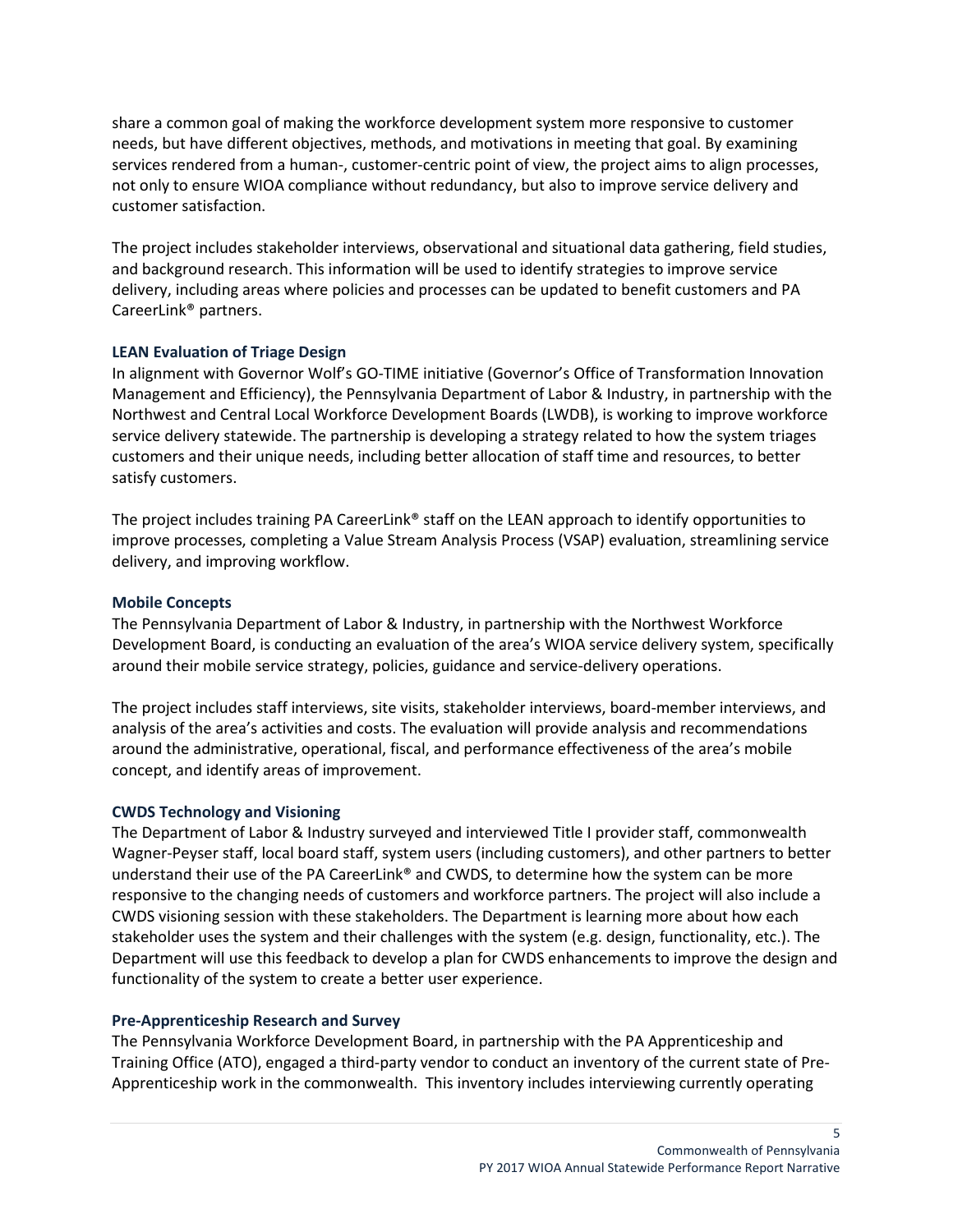share a common goal of making the workforce development system more responsive to customer needs, but have different objectives, methods, and motivations in meeting that goal. By examining services rendered from a human-, customer-centric point of view, the project aims to align processes, not only to ensure WIOA compliance without redundancy, but also to improve service delivery and customer satisfaction.

The project includes stakeholder interviews, observational and situational data gathering, field studies, and background research. This information will be used to identify strategies to improve service delivery, including areas where policies and processes can be updated to benefit customers and PA CareerLink® partners.

### LEAN Evaluation of Triage Design

In alignment with Governor Wolf's GO-TIME initiative (Governor's Office of Transformation Innovation Management and Efficiency), the Pennsylvania Department of Labor & Industry, in partnership with the Northwest and Central Local Workforce Development Boards (LWDB), is working to improve workforce service delivery statewide. The partnership is developing a strategy related to how the system triages customers and their unique needs, including better allocation of staff time and resources, to better satisfy customers.

The project includes training PA CareerLink® staff on the LEAN approach to identify opportunities to improve processes, completing a Value Stream Analysis Process (VSAP) evaluation, streamlining service delivery, and improving workflow.

### Mobile Concepts

The Pennsylvania Department of Labor & Industry, in partnership with the Northwest Workforce Development Board, is conducting an evaluation of the area's WIOA service delivery system, specifically around their mobile service strategy, policies, guidance and service-delivery operations.

The project includes staff interviews, site visits, stakeholder interviews, board-member interviews, and analysis of the area's activities and costs. The evaluation will provide analysis and recommendations around the administrative, operational, fiscal, and performance effectiveness of the area's mobile concept, and identify areas of improvement.

### CWDS Technology and Visioning

The Department of Labor & Industry surveyed and interviewed Title I provider staff, commonwealth Wagner-Peyser staff, local board staff, system users (including customers), and other partners to better understand their use of the PA CareerLink® and CWDS, to determine how the system can be more responsive to the changing needs of customers and workforce partners. The project will also include a CWDS visioning session with these stakeholders. The Department is learning more about how each stakeholder uses the system and their challenges with the system (e.g. design, functionality, etc.). The Department will use this feedback to develop a plan for CWDS enhancements to improve the design and functionality of the system to create a better user experience.

### Pre-Apprenticeship Research and Survey

The Pennsylvania Workforce Development Board, in partnership with the PA Apprenticeship and Training Office (ATO), engaged a third-party vendor to conduct an inventory of the current state of Pre-Apprenticeship work in the commonwealth. This inventory includes interviewing currently operating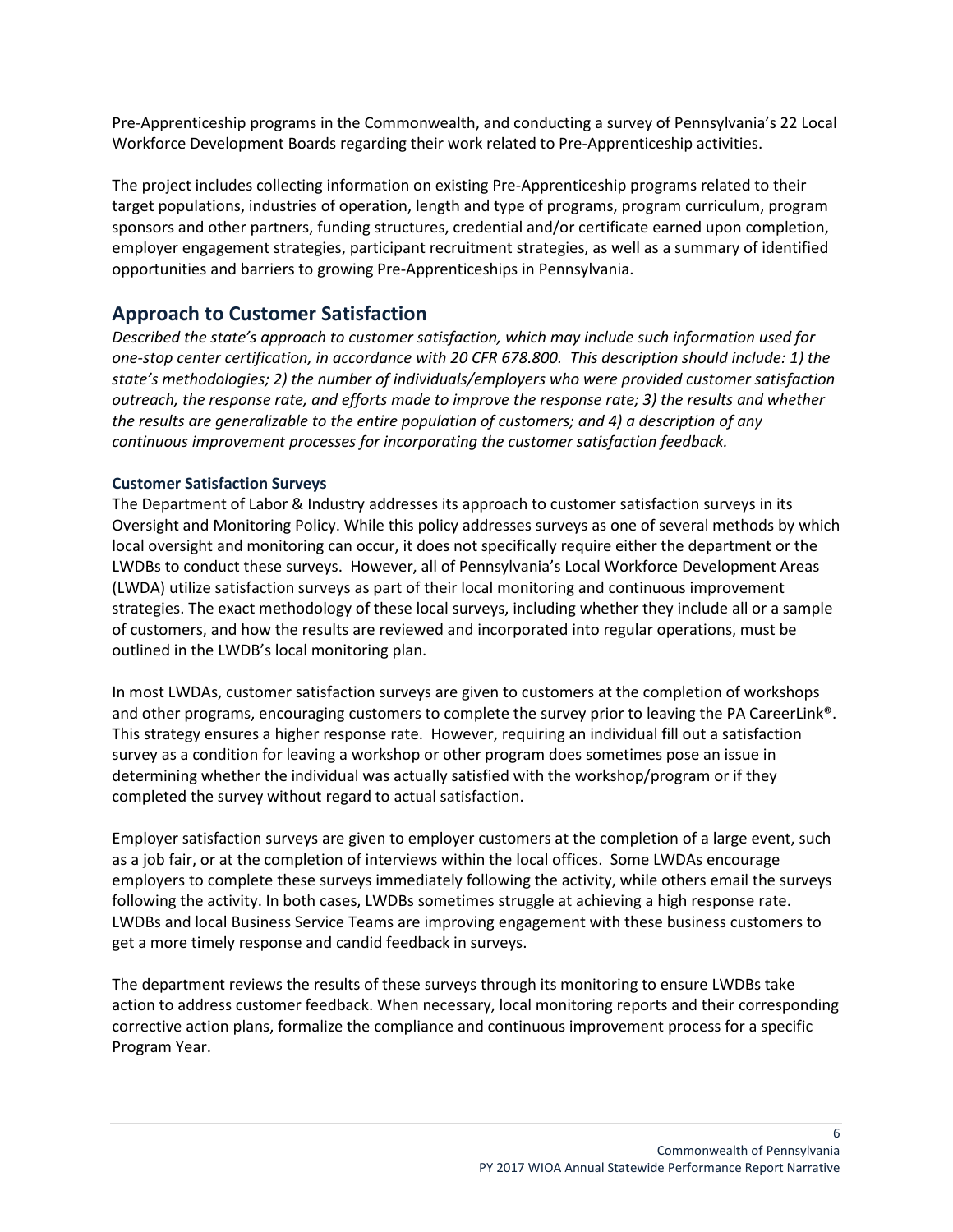Pre-Apprenticeship programs in the Commonwealth, and conducting a survey of Pennsylvania's 22 Local Workforce Development Boards regarding their work related to Pre-Apprenticeship activities.

The project includes collecting information on existing Pre-Apprenticeship programs related to their target populations, industries of operation, length and type of programs, program curriculum, program sponsors and other partners, funding structures, credential and/or certificate earned upon completion, employer engagement strategies, participant recruitment strategies, as well as a summary of identified opportunities and barriers to growing Pre-Apprenticeships in Pennsylvania.

## Approach to Customer Satisfaction

*Described the state's approach to customer satisfaction, which may include such information used for one-stop center certification, in accordance with 20 CFR 678.800. This description should include: 1) the state's methodologies; 2) the number of individuals/employers who were provided customer satisfaction outreach, the response rate, and efforts made to improve the response rate; 3) the results and whether the results are generalizable to the entire population of customers; and 4) a description of any continuous improvement processes for incorporating the customer satisfaction feedback.*

### Customer Satisfaction Surveys

The Department of Labor & Industry addresses its approach to customer satisfaction surveys in its Oversight and Monitoring Policy. While this policy addresses surveys as one of several methods by which local oversight and monitoring can occur, it does not specifically require either the department or the LWDBs to conduct these surveys. However, all of Pennsylvania's Local Workforce Development Areas (LWDA) utilize satisfaction surveys as part of their local monitoring and continuous improvement strategies. The exact methodology of these local surveys, including whether they include all or a sample of customers, and how the results are reviewed and incorporated into regular operations, must be outlined in the LWDB's local monitoring plan.

In most LWDAs, customer satisfaction surveys are given to customers at the completion of workshops and other programs, encouraging customers to complete the survey prior to leaving the PA CareerLink®. This strategy ensures a higher response rate. However, requiring an individual fill out a satisfaction survey as a condition for leaving a workshop or other program does sometimes pose an issue in determining whether the individual was actually satisfied with the workshop/program or if they completed the survey without regard to actual satisfaction.

Employer satisfaction surveys are given to employer customers at the completion of a large event, such as a job fair, or at the completion of interviews within the local offices. Some LWDAs encourage employers to complete these surveys immediately following the activity, while others email the surveys following the activity. In both cases, LWDBs sometimes struggle at achieving a high response rate. LWDBs and local Business Service Teams are improving engagement with these business customers to get a more timely response and candid feedback in surveys.

The department reviews the results of these surveys through its monitoring to ensure LWDBs take action to address customer feedback. When necessary, local monitoring reports and their corresponding corrective action plans, formalize the compliance and continuous improvement process for a specific Program Year.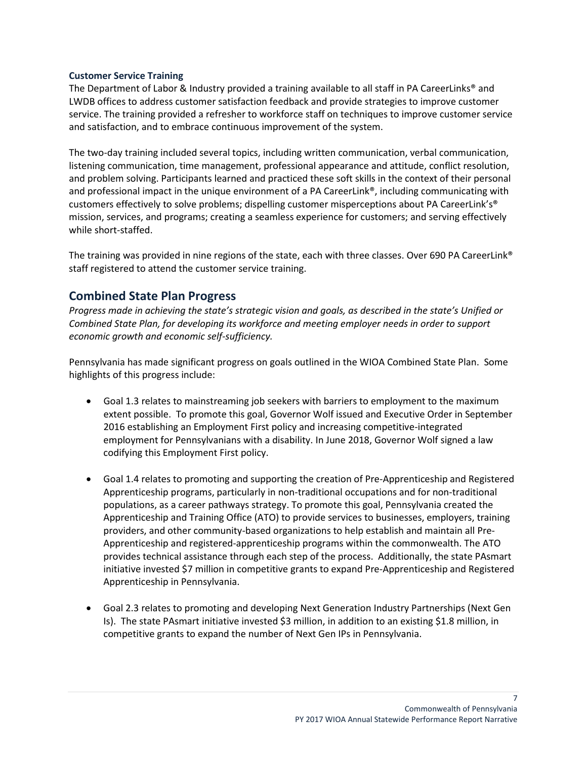### Customer Service Training

The Department of Labor & Industry provided a training available to all staff in PA CareerLinks® and LWDB offices to address customer satisfaction feedback and provide strategies to improve customer service. The training provided a refresher to workforce staff on techniques to improve customer service and satisfaction, and to embrace continuous improvement of the system.

The two-day training included several topics, including written communication, verbal communication, listening communication, time management, professional appearance and attitude, conflict resolution, and problem solving. Participants learned and practiced these soft skills in the context of their personal and professional impact in the unique environment of a PA CareerLink®, including communicating with customers effectively to solve problems; dispelling customer misperceptions about PA CareerLink's® mission, services, and programs; creating a seamless experience for customers; and serving effectively while short-staffed.

The training was provided in nine regions of the state, each with three classes. Over 690 PA CareerLink® staff registered to attend the customer service training.

## Combined State Plan Progress

*Progress made in achieving the state's strategic vision and goals, as described in the state's Unified or Combined State Plan, for developing its workforce and meeting employer needs in order to support economic growth and economic self-sufficiency.*

Pennsylvania has made significant progress on goals outlined in the WIOA Combined State Plan. Some highlights of this progress include:

- Goal 1.3 relates to mainstreaming job seekers with barriers to employment to the maximum extent possible. To promote this goal, Governor Wolf issued and Executive Order in September 2016 establishing an Employment First policy and increasing competitive-integrated employment for Pennsylvanians with a disability. In June 2018, Governor Wolf signed a law codifying this Employment First policy.

- Goal 1.4 relates to promoting and supporting the creation of Pre-Apprenticeship and Registered Apprenticeship programs, particularly in non-traditional occupations and for non-traditional populations, as a career pathways strategy. To promote this goal, Pennsylvania created the Apprenticeship and Training Office (ATO) to provide services to businesses, employers, training providers, and other community-based organizations to help establish and maintain all Pre-Apprenticeship and registered-apprenticeship programs within the commonwealth. The ATO provides technical assistance through each step of the process. Additionally, the state PAsmart initiative invested $7 million in competitive grants to expand Pre-Apprenticeship and Registered Apprenticeship in Pennsylvania.

- Goal 2.3 relates to promoting and developing Next Generation Industry Partnerships (Next Gen Is). The state PAsmart initiative invested $3 million, in addition to an existing $1.8 million, in competitive grants to expand the number of Next Gen IPs in Pennsylvania.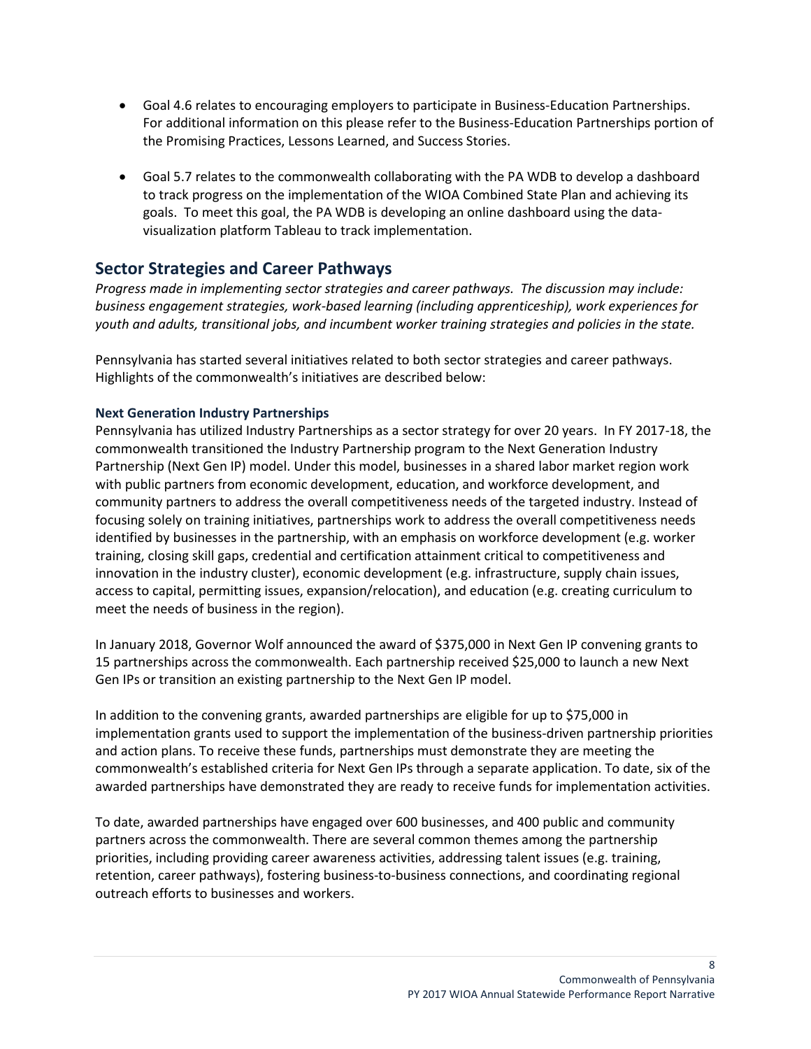- Goal 4.6 relates to encouraging employers to participate in Business-Education Partnerships. For additional information on this please refer to the Business-Education Partnerships portion of the Promising Practices, Lessons Learned, and Success Stories.

- Goal 5.7 relates to the commonwealth collaborating with the PA WDB to develop a dashboard to track progress on the implementation of the WIOA Combined State Plan and achieving its goals. To meet this goal, the PA WDB is developing an online dashboard using the data-visualization platform Tableau to track implementation.

## Sector Strategies and Career Pathways

*Progress made in implementing sector strategies and career pathways. The discussion may include: business engagement strategies, work-based learning (including apprenticeship), work experiences for youth and adults, transitional jobs, and incumbent worker training strategies and policies in the state.*

Pennsylvania has started several initiatives related to both sector strategies and career pathways. Highlights of the commonwealth's initiatives are described below:

### Next Generation Industry Partnerships

Pennsylvania has utilized Industry Partnerships as a sector strategy for over 20 years. In FY 2017-18, the commonwealth transitioned the Industry Partnership program to the Next Generation Industry Partnership (Next Gen IP) model. Under this model, businesses in a shared labor market region work with public partners from economic development, education, and workforce development, and community partners to address the overall competitiveness needs of the targeted industry. Instead of focusing solely on training initiatives, partnerships work to address the overall competitiveness needs identified by businesses in the partnership, with an emphasis on workforce development (e.g. worker training, closing skill gaps, credential and certification attainment critical to competitiveness and innovation in the industry cluster), economic development (e.g. infrastructure, supply chain issues, access to capital, permitting issues, expansion/relocation), and education (e.g. creating curriculum to meet the needs of business in the region).

In January 2018, Governor Wolf announced the award of $375,000 in Next Gen IP convening grants to 15 partnerships across the commonwealth. Each partnership received $25,000 to launch a new Next Gen IPs or transition an existing partnership to the Next Gen IP model.

In addition to the convening grants, awarded partnerships are eligible for up to $75,000 in implementation grants used to support the implementation of the business-driven partnership priorities and action plans. To receive these funds, partnerships must demonstrate they are meeting the commonwealth's established criteria for Next Gen IPs through a separate application. To date, six of the awarded partnerships have demonstrated they are ready to receive funds for implementation activities.

To date, awarded partnerships have engaged over 600 businesses, and 400 public and community partners across the commonwealth. There are several common themes among the partnership priorities, including providing career awareness activities, addressing talent issues (e.g. training, retention, career pathways), fostering business-to-business connections, and coordinating regional outreach efforts to businesses and workers.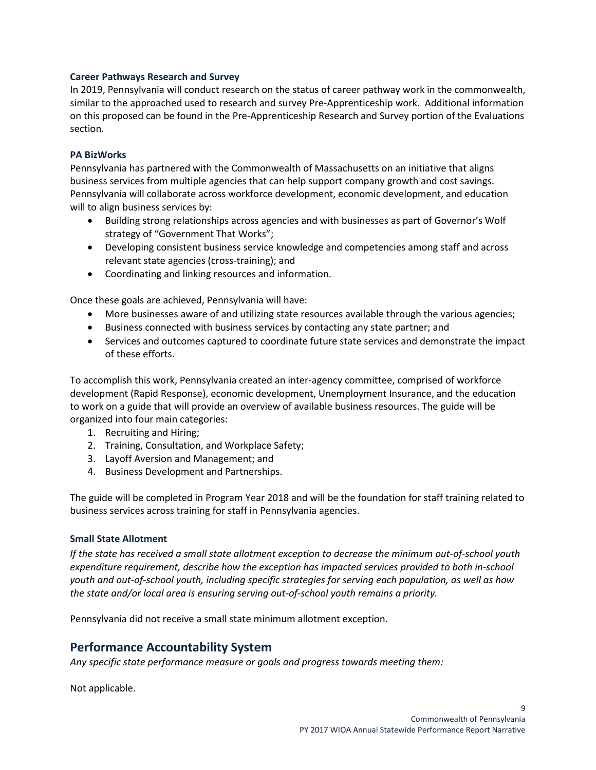### Career Pathways Research and Survey

In 2019, Pennsylvania will conduct research on the status of career pathway work in the commonwealth, similar to the approached used to research and survey Pre-Apprenticeship work. Additional information on this proposed can be found in the Pre-Apprenticeship Research and Survey portion of the Evaluations section.

### PA BizWorks

Pennsylvania has partnered with the Commonwealth of Massachusetts on an initiative that aligns business services from multiple agencies that can help support company growth and cost savings. Pennsylvania will collaborate across workforce development, economic development, and education will to align business services by:

- Building strong relationships across agencies and with businesses as part of Governor's Wolf strategy of "Government That Works";
- Developing consistent business service knowledge and competencies among staff and across relevant state agencies (cross-training); and
- Coordinating and linking resources and information.

Once these goals are achieved, Pennsylvania will have:

- More businesses aware of and utilizing state resources available through the various agencies;
- Business connected with business services by contacting any state partner; and
- Services and outcomes captured to coordinate future state services and demonstrate the impact of these efforts.

To accomplish this work, Pennsylvania created an inter-agency committee, comprised of workforce development (Rapid Response), economic development, Unemployment Insurance, and the education to work on a guide that will provide an overview of available business resources. The guide will be organized into four main categories:

1. Recruiting and Hiring;
2. Training, Consultation, and Workplace Safety;
3. Layoff Aversion and Management; and
4. Business Development and Partnerships.

The guide will be completed in Program Year 2018 and will be the foundation for staff training related to business services across training for staff in Pennsylvania agencies.

### Small State Allotment

*If the state has received a small state allotment exception to decrease the minimum out-of-school youth expenditure requirement, describe how the exception has impacted services provided to both in-school youth and out-of-school youth, including specific strategies for serving each population, as well as how the state and/or local area is ensuring serving out-of-school youth remains a priority.*

Pennsylvania did not receive a small state minimum allotment exception.

## Performance Accountability System

*Any specific state performance measure or goals and progress towards meeting them:*

Not applicable.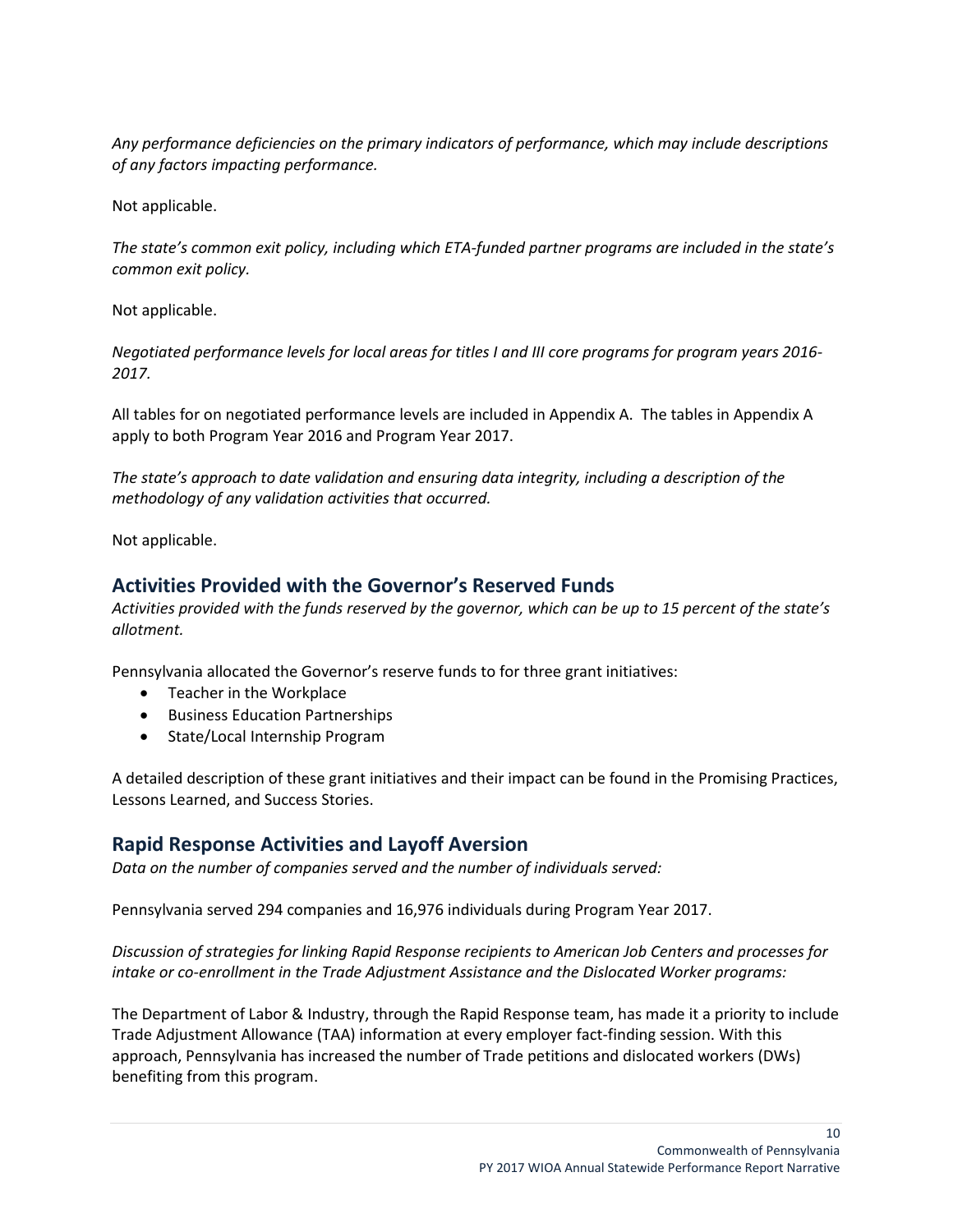*Any performance deficiencies on the primary indicators of performance, which may include descriptions of any factors impacting performance.*

Not applicable.

*The state's common exit policy, including which ETA-funded partner programs are included in the state's common exit policy.*

Not applicable.

*Negotiated performance levels for local areas for titles I and III core programs for program years 2016-2017.*

All tables for on negotiated performance levels are included in Appendix A. The tables in Appendix A apply to both Program Year 2016 and Program Year 2017.

*The state's approach to date validation and ensuring data integrity, including a description of the methodology of any validation activities that occurred.*

Not applicable.

## Activities Provided with the Governor's Reserved Funds

*Activities provided with the funds reserved by the governor, which can be up to 15 percent of the state's allotment.*

Pennsylvania allocated the Governor's reserve funds to for three grant initiatives:

- Teacher in the Workplace
- Business Education Partnerships
- State/Local Internship Program

A detailed description of these grant initiatives and their impact can be found in the Promising Practices, Lessons Learned, and Success Stories.

## Rapid Response Activities and Layoff Aversion

*Data on the number of companies served and the number of individuals served:*

Pennsylvania served 294 companies and 16,976 individuals during Program Year 2017.

*Discussion of strategies for linking Rapid Response recipients to American Job Centers and processes for intake or co-enrollment in the Trade Adjustment Assistance and the Dislocated Worker programs:*

The Department of Labor & Industry, through the Rapid Response team, has made it a priority to include Trade Adjustment Allowance (TAA) information at every employer fact-finding session. With this approach, Pennsylvania has increased the number of Trade petitions and dislocated workers (DWs) benefiting from this program.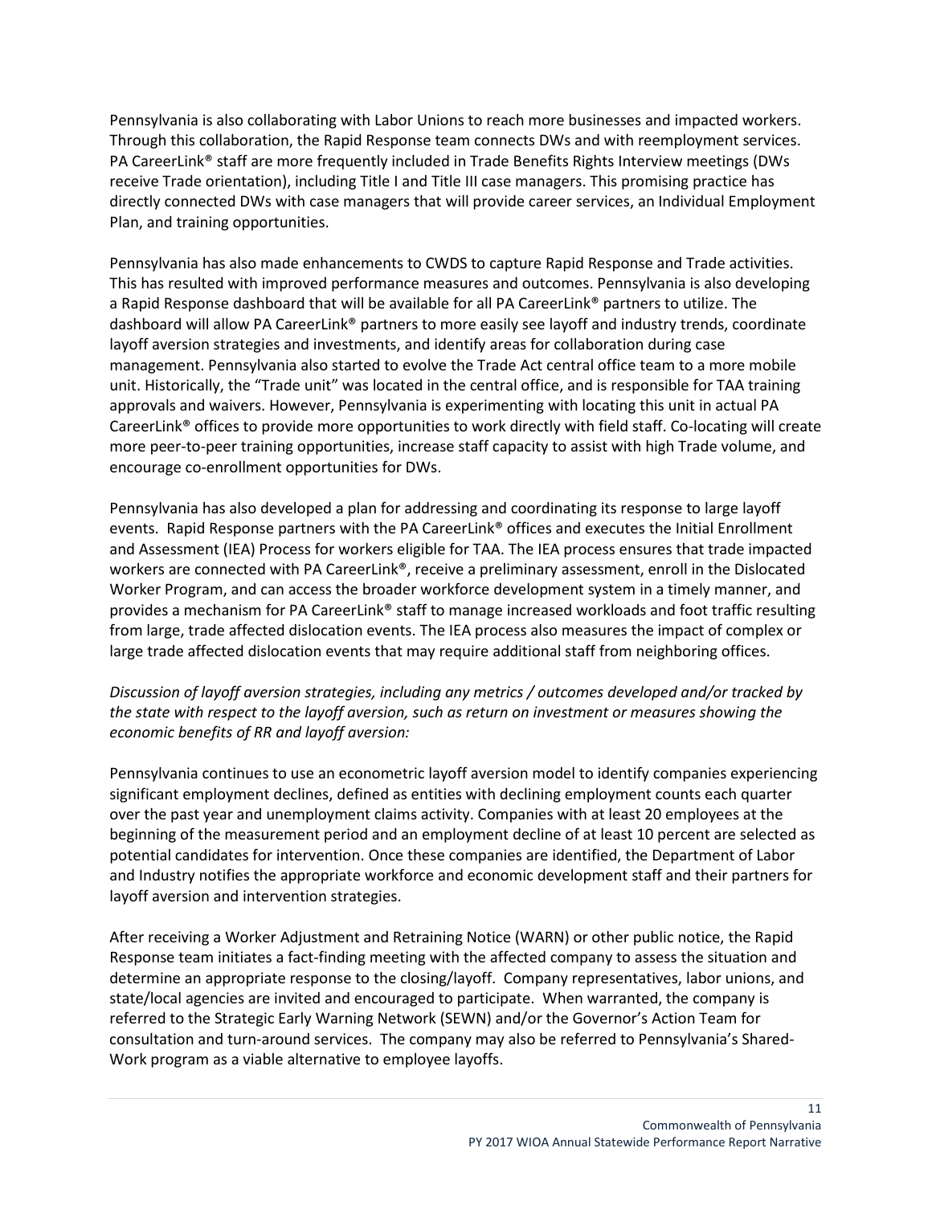Pennsylvania is also collaborating with Labor Unions to reach more businesses and impacted workers. Through this collaboration, the Rapid Response team connects DWs and with reemployment services. PA CareerLink® staff are more frequently included in Trade Benefits Rights Interview meetings (DWs receive Trade orientation), including Title I and Title III case managers. This promising practice has directly connected DWs with case managers that will provide career services, an Individual Employment Plan, and training opportunities.

Pennsylvania has also made enhancements to CWDS to capture Rapid Response and Trade activities. This has resulted with improved performance measures and outcomes. Pennsylvania is also developing a Rapid Response dashboard that will be available for all PA CareerLink® partners to utilize. The dashboard will allow PA CareerLink® partners to more easily see layoff and industry trends, coordinate layoff aversion strategies and investments, and identify areas for collaboration during case management. Pennsylvania also started to evolve the Trade Act central office team to a more mobile unit. Historically, the "Trade unit" was located in the central office, and is responsible for TAA training approvals and waivers. However, Pennsylvania is experimenting with locating this unit in actual PA CareerLink® offices to provide more opportunities to work directly with field staff. Co-locating will create more peer-to-peer training opportunities, increase staff capacity to assist with high Trade volume, and encourage co-enrollment opportunities for DWs.

Pennsylvania has also developed a plan for addressing and coordinating its response to large layoff events. Rapid Response partners with the PA CareerLink® offices and executes the Initial Enrollment and Assessment (IEA) Process for workers eligible for TAA. The IEA process ensures that trade impacted workers are connected with PA CareerLink®, receive a preliminary assessment, enroll in the Dislocated Worker Program, and can access the broader workforce development system in a timely manner, and provides a mechanism for PA CareerLink® staff to manage increased workloads and foot traffic resulting from large, trade affected dislocation events. The IEA process also measures the impact of complex or large trade affected dislocation events that may require additional staff from neighboring offices.

*Discussion of layoff aversion strategies, including any metrics / outcomes developed and/or tracked by the state with respect to the layoff aversion, such as return on investment or measures showing the economic benefits of RR and layoff aversion:*

Pennsylvania continues to use an econometric layoff aversion model to identify companies experiencing significant employment declines, defined as entities with declining employment counts each quarter over the past year and unemployment claims activity. Companies with at least 20 employees at the beginning of the measurement period and an employment decline of at least 10 percent are selected as potential candidates for intervention. Once these companies are identified, the Department of Labor and Industry notifies the appropriate workforce and economic development staff and their partners for layoff aversion and intervention strategies.

After receiving a Worker Adjustment and Retraining Notice (WARN) or other public notice, the Rapid Response team initiates a fact-finding meeting with the affected company to assess the situation and determine an appropriate response to the closing/layoff. Company representatives, labor unions, and state/local agencies are invited and encouraged to participate. When warranted, the company is referred to the Strategic Early Warning Network (SEWN) and/or the Governor's Action Team for consultation and turn-around services. The company may also be referred to Pennsylvania's Shared-Work program as a viable alternative to employee layoffs.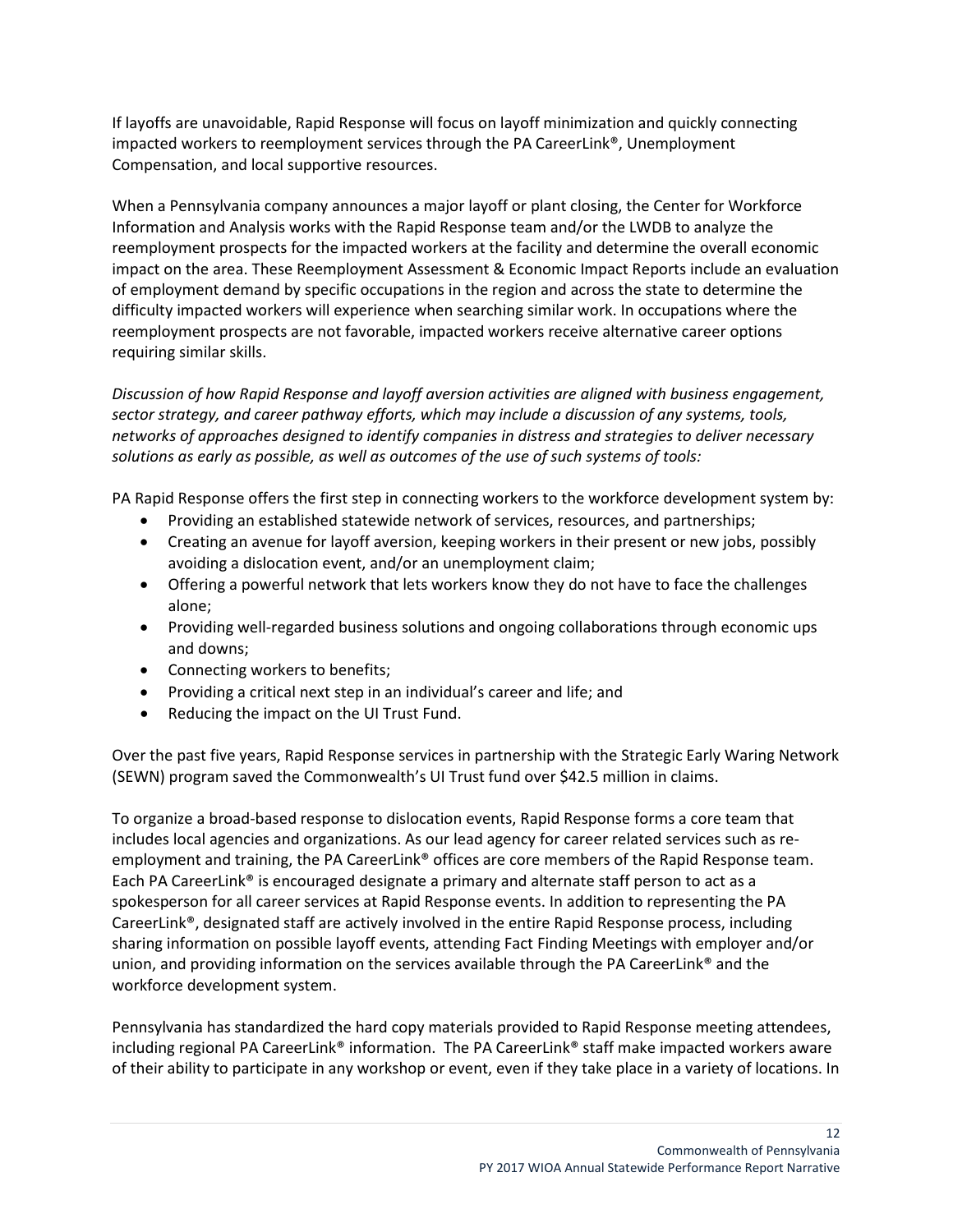If layoffs are unavoidable, Rapid Response will focus on layoff minimization and quickly connecting impacted workers to reemployment services through the PA CareerLink®, Unemployment Compensation, and local supportive resources.

When a Pennsylvania company announces a major layoff or plant closing, the Center for Workforce Information and Analysis works with the Rapid Response team and/or the LWDB to analyze the reemployment prospects for the impacted workers at the facility and determine the overall economic impact on the area. These Reemployment Assessment & Economic Impact Reports include an evaluation of employment demand by specific occupations in the region and across the state to determine the difficulty impacted workers will experience when searching similar work. In occupations where the reemployment prospects are not favorable, impacted workers receive alternative career options requiring similar skills.

*Discussion of how Rapid Response and layoff aversion activities are aligned with business engagement, sector strategy, and career pathway efforts, which may include a discussion of any systems, tools, networks of approaches designed to identify companies in distress and strategies to deliver necessary solutions as early as possible, as well as outcomes of the use of such systems of tools:*

PA Rapid Response offers the first step in connecting workers to the workforce development system by:

- Providing an established statewide network of services, resources, and partnerships;
- Creating an avenue for layoff aversion, keeping workers in their present or new jobs, possibly avoiding a dislocation event, and/or an unemployment claim;
- Offering a powerful network that lets workers know they do not have to face the challenges alone;
- Providing well-regarded business solutions and ongoing collaborations through economic ups and downs;
- Connecting workers to benefits;
- Providing a critical next step in an individual's career and life; and
- Reducing the impact on the UI Trust Fund.

Over the past five years, Rapid Response services in partnership with the Strategic Early Waring Network (SEWN) program saved the Commonwealth's UI Trust fund over $42.5 million in claims.

To organize a broad-based response to dislocation events, Rapid Response forms a core team that includes local agencies and organizations. As our lead agency for career related services such as re-employment and training, the PA CareerLink® offices are core members of the Rapid Response team. Each PA CareerLink® is encouraged designate a primary and alternate staff person to act as a spokesperson for all career services at Rapid Response events. In addition to representing the PA CareerLink®, designated staff are actively involved in the entire Rapid Response process, including sharing information on possible layoff events, attending Fact Finding Meetings with employer and/or union, and providing information on the services available through the PA CareerLink® and the workforce development system.

Pennsylvania has standardized the hard copy materials provided to Rapid Response meeting attendees, including regional PA CareerLink® information. The PA CareerLink® staff make impacted workers aware of their ability to participate in any workshop or event, even if they take place in a variety of locations. In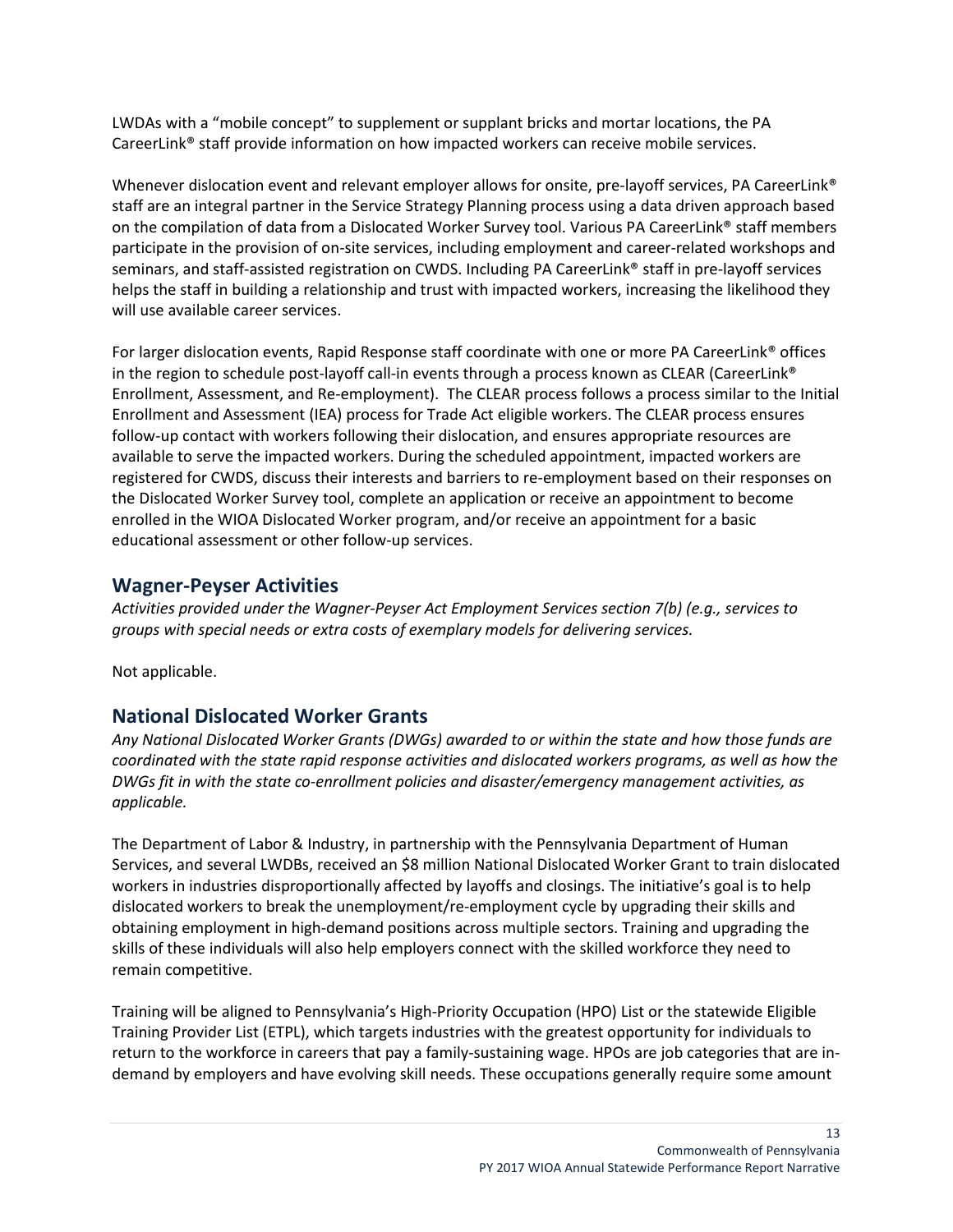LWDAs with a “mobile concept” to supplement or supplant bricks and mortar locations, the PA CareerLink® staff provide information on how impacted workers can receive mobile services.

Whenever dislocation event and relevant employer allows for onsite, pre-layoff services, PA CareerLink® staff are an integral partner in the Service Strategy Planning process using a data driven approach based on the compilation of data from a Dislocated Worker Survey tool. Various PA CareerLink® staff members participate in the provision of on-site services, including employment and career-related workshops and seminars, and staff-assisted registration on CWDS. Including PA CareerLink® staff in pre-layoff services helps the staff in building a relationship and trust with impacted workers, increasing the likelihood they will use available career services.

For larger dislocation events, Rapid Response staff coordinate with one or more PA CareerLink® offices in the region to schedule post-layoff call-in events through a process known as CLEAR (CareerLink® Enrollment, Assessment, and Re-employment). The CLEAR process follows a process similar to the Initial Enrollment and Assessment (IEA) process for Trade Act eligible workers. The CLEAR process ensures follow-up contact with workers following their dislocation, and ensures appropriate resources are available to serve the impacted workers. During the scheduled appointment, impacted workers are registered for CWDS, discuss their interests and barriers to re-employment based on their responses on the Dislocated Worker Survey tool, complete an application or receive an appointment to become enrolled in the WIOA Dislocated Worker program, and/or receive an appointment for a basic educational assessment or other follow-up services.

## Wagner-Peyser Activities

*Activities provided under the Wagner-Peyser Act Employment Services section 7(b) (e.g., services to groups with special needs or extra costs of exemplary models for delivering services.*

Not applicable.

## National Dislocated Worker Grants

*Any National Dislocated Worker Grants (DWGs) awarded to or within the state and how those funds are coordinated with the state rapid response activities and dislocated workers programs, as well as how the DWGs fit in with the state co-enrollment policies and disaster/emergency management activities, as applicable.*

The Department of Labor & Industry, in partnership with the Pennsylvania Department of Human Services, and several LWDBs, received an $8 million National Dislocated Worker Grant to train dislocated workers in industries disproportionally affected by layoffs and closings. The initiative’s goal is to help dislocated workers to break the unemployment/re-employment cycle by upgrading their skills and obtaining employment in high-demand positions across multiple sectors. Training and upgrading the skills of these individuals will also help employers connect with the skilled workforce they need to remain competitive.

Training will be aligned to Pennsylvania’s High-Priority Occupation (HPO) List or the statewide Eligible Training Provider List (ETPL), which targets industries with the greatest opportunity for individuals to return to the workforce in careers that pay a family-sustaining wage. HPOs are job categories that are in-demand by employers and have evolving skill needs. These occupations generally require some amount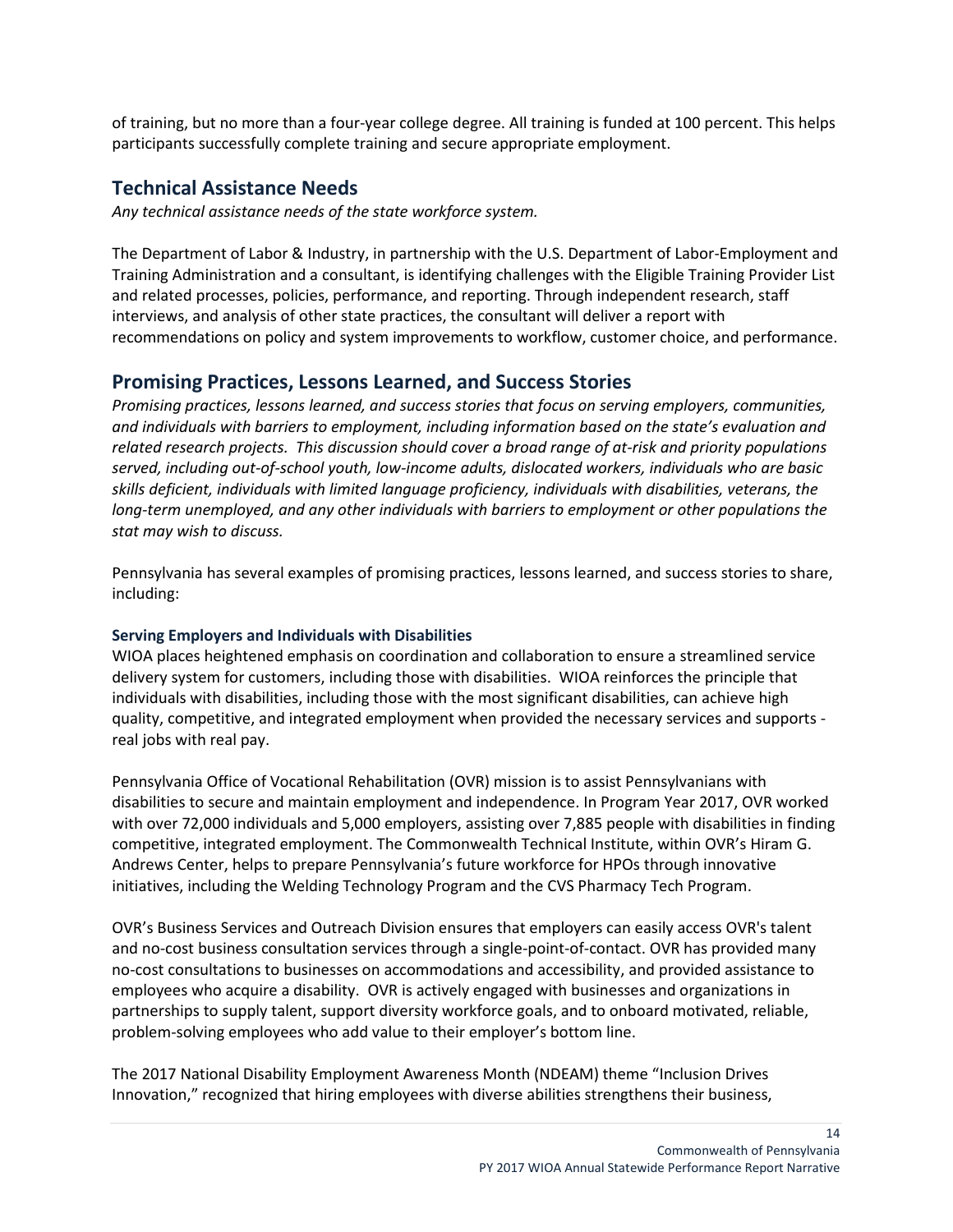of training, but no more than a four-year college degree. All training is funded at 100 percent. This helps participants successfully complete training and secure appropriate employment.

## Technical Assistance Needs

*Any technical assistance needs of the state workforce system.*

The Department of Labor & Industry, in partnership with the U.S. Department of Labor-Employment and Training Administration and a consultant, is identifying challenges with the Eligible Training Provider List and related processes, policies, performance, and reporting. Through independent research, staff interviews, and analysis of other state practices, the consultant will deliver a report with recommendations on policy and system improvements to workflow, customer choice, and performance.

## Promising Practices, Lessons Learned, and Success Stories

*Promising practices, lessons learned, and success stories that focus on serving employers, communities, and individuals with barriers to employment, including information based on the state's evaluation and related research projects. This discussion should cover a broad range of at-risk and priority populations served, including out-of-school youth, low-income adults, dislocated workers, individuals who are basic skills deficient, individuals with limited language proficiency, individuals with disabilities, veterans, the long-term unemployed, and any other individuals with barriers to employment or other populations the stat may wish to discuss.*

Pennsylvania has several examples of promising practices, lessons learned, and success stories to share, including:

### Serving Employers and Individuals with Disabilities

WIOA places heightened emphasis on coordination and collaboration to ensure a streamlined service delivery system for customers, including those with disabilities. WIOA reinforces the principle that individuals with disabilities, including those with the most significant disabilities, can achieve high quality, competitive, and integrated employment when provided the necessary services and supports - real jobs with real pay.

Pennsylvania Office of Vocational Rehabilitation (OVR) mission is to assist Pennsylvanians with disabilities to secure and maintain employment and independence. In Program Year 2017, OVR worked with over 72,000 individuals and 5,000 employers, assisting over 7,885 people with disabilities in finding competitive, integrated employment. The Commonwealth Technical Institute, within OVR's Hiram G. Andrews Center, helps to prepare Pennsylvania's future workforce for HPOs through innovative initiatives, including the Welding Technology Program and the CVS Pharmacy Tech Program.

OVR's Business Services and Outreach Division ensures that employers can easily access OVR's talent and no-cost business consultation services through a single-point-of-contact. OVR has provided many no-cost consultations to businesses on accommodations and accessibility, and provided assistance to employees who acquire a disability. OVR is actively engaged with businesses and organizations in partnerships to supply talent, support diversity workforce goals, and to onboard motivated, reliable, problem-solving employees who add value to their employer's bottom line.

The 2017 National Disability Employment Awareness Month (NDEAM) theme "Inclusion Drives Innovation," recognized that hiring employees with diverse abilities strengthens their business,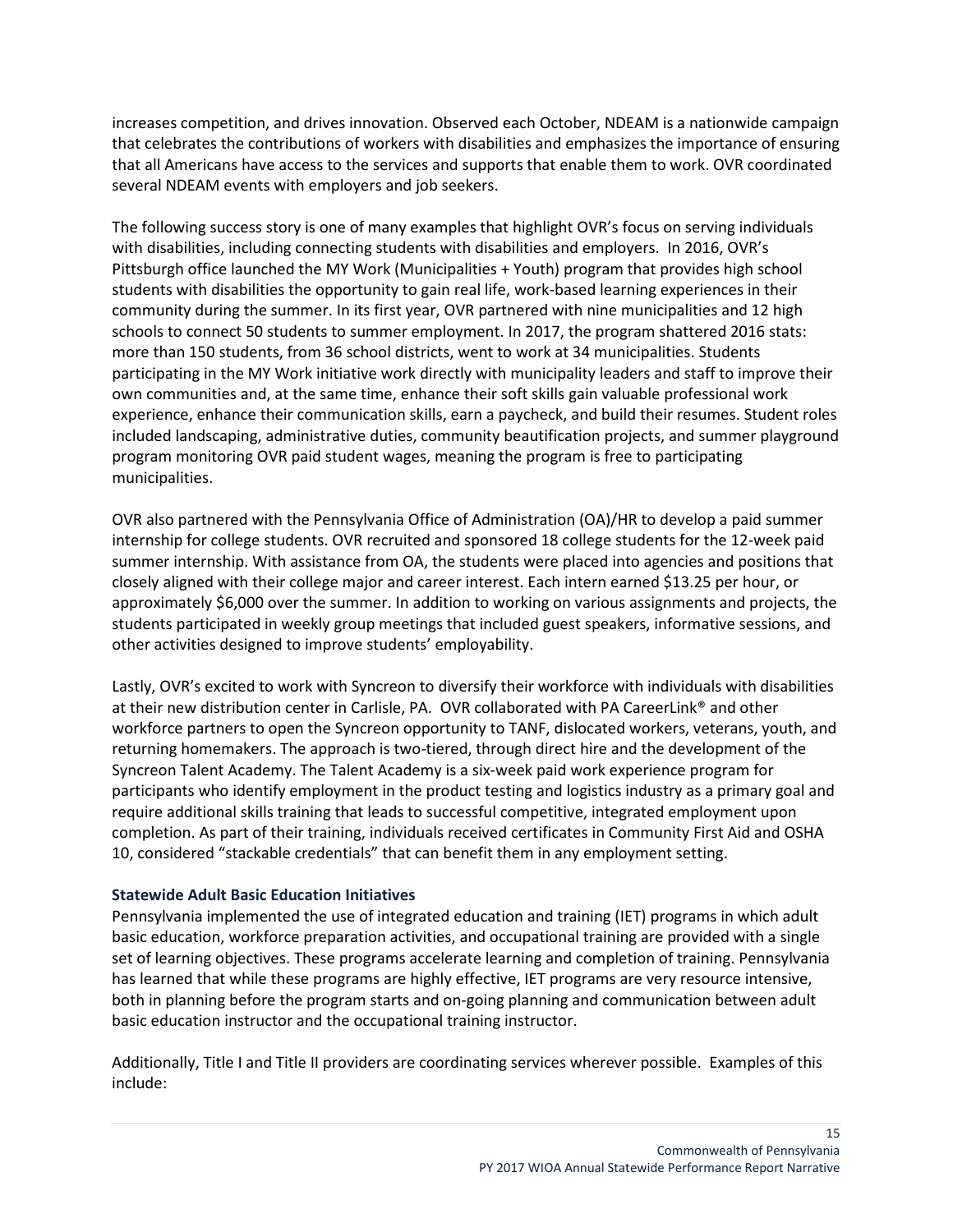increases competition, and drives innovation. Observed each October, NDEAM is a nationwide campaign that celebrates the contributions of workers with disabilities and emphasizes the importance of ensuring that all Americans have access to the services and supports that enable them to work. OVR coordinated several NDEAM events with employers and job seekers.

The following success story is one of many examples that highlight OVR's focus on serving individuals with disabilities, including connecting students with disabilities and employers. In 2016, OVR's Pittsburgh office launched the MY Work (Municipalities + Youth) program that provides high school students with disabilities the opportunity to gain real life, work-based learning experiences in their community during the summer. In its first year, OVR partnered with nine municipalities and 12 high schools to connect 50 students to summer employment. In 2017, the program shattered 2016 stats: more than 150 students, from 36 school districts, went to work at 34 municipalities. Students participating in the MY Work initiative work directly with municipality leaders and staff to improve their own communities and, at the same time, enhance their soft skills gain valuable professional work experience, enhance their communication skills, earn a paycheck, and build their resumes. Student roles included landscaping, administrative duties, community beautification projects, and summer playground program monitoring OVR paid student wages, meaning the program is free to participating municipalities.

OVR also partnered with the Pennsylvania Office of Administration (OA)/HR to develop a paid summer internship for college students. OVR recruited and sponsored 18 college students for the 12-week paid summer internship. With assistance from OA, the students were placed into agencies and positions that closely aligned with their college major and career interest. Each intern earned $13.25 per hour, or approximately $6,000 over the summer. In addition to working on various assignments and projects, the students participated in weekly group meetings that included guest speakers, informative sessions, and other activities designed to improve students' employability.

Lastly, OVR's excited to work with Syncreon to diversify their workforce with individuals with disabilities at their new distribution center in Carlisle, PA. OVR collaborated with PA CareerLink® and other workforce partners to open the Syncreon opportunity to TANF, dislocated workers, veterans, youth, and returning homemakers. The approach is two-tiered, through direct hire and the development of the Syncreon Talent Academy. The Talent Academy is a six-week paid work experience program for participants who identify employment in the product testing and logistics industry as a primary goal and require additional skills training that leads to successful competitive, integrated employment upon completion. As part of their training, individuals received certificates in Community First Aid and OSHA 10, considered "stackable credentials" that can benefit them in any employment setting.

### Statewide Adult Basic Education Initiatives

Pennsylvania implemented the use of integrated education and training (IET) programs in which adult basic education, workforce preparation activities, and occupational training are provided with a single set of learning objectives. These programs accelerate learning and completion of training. Pennsylvania has learned that while these programs are highly effective, IET programs are very resource intensive, both in planning before the program starts and on-going planning and communication between adult basic education instructor and the occupational training instructor.

Additionally, Title I and Title II providers are coordinating services wherever possible. Examples of this include: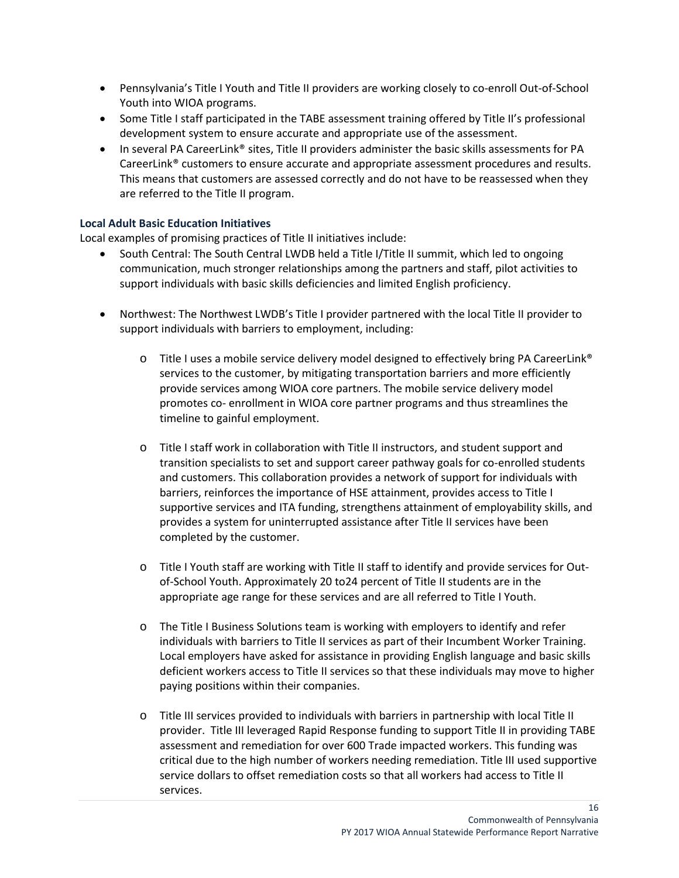- Pennsylvania's Title I Youth and Title II providers are working closely to co-enroll Out-of-School Youth into WIOA programs.
- Some Title I staff participated in the TABE assessment training offered by Title II's professional development system to ensure accurate and appropriate use of the assessment.
- In several PA CareerLink® sites, Title II providers administer the basic skills assessments for PA CareerLink® customers to ensure accurate and appropriate assessment procedures and results. This means that customers are assessed correctly and do not have to be reassessed when they are referred to the Title II program.

### Local Adult Basic Education Initiatives

Local examples of promising practices of Title II initiatives include:

- South Central: The South Central LWDB held a Title I/Title II summit, which led to ongoing communication, much stronger relationships among the partners and staff, pilot activities to support individuals with basic skills deficiencies and limited English proficiency.

- Northwest: The Northwest LWDB's Title I provider partnered with the local Title II provider to support individuals with barriers to employment, including:

  - Title I uses a mobile service delivery model designed to effectively bring PA CareerLink® services to the customer, by mitigating transportation barriers and more efficiently provide services among WIOA core partners. The mobile service delivery model promotes co- enrollment in WIOA core partner programs and thus streamlines the timeline to gainful employment.

  - Title I staff work in collaboration with Title II instructors, and student support and transition specialists to set and support career pathway goals for co-enrolled students and customers. This collaboration provides a network of support for individuals with barriers, reinforces the importance of HSE attainment, provides access to Title I supportive services and ITA funding, strengthens attainment of employability skills, and provides a system for uninterrupted assistance after Title II services have been completed by the customer.

  - Title I Youth staff are working with Title II staff to identify and provide services for Out-of-School Youth. Approximately 20 to24 percent of Title II students are in the appropriate age range for these services and are all referred to Title I Youth.

  - The Title I Business Solutions team is working with employers to identify and refer individuals with barriers to Title II services as part of their Incumbent Worker Training. Local employers have asked for assistance in providing English language and basic skills deficient workers access to Title II services so that these individuals may move to higher paying positions within their companies.

  - Title III services provided to individuals with barriers in partnership with local Title II provider. Title III leveraged Rapid Response funding to support Title II in providing TABE assessment and remediation for over 600 Trade impacted workers. This funding was critical due to the high number of workers needing remediation. Title III used supportive service dollars to offset remediation costs so that all workers had access to Title II services.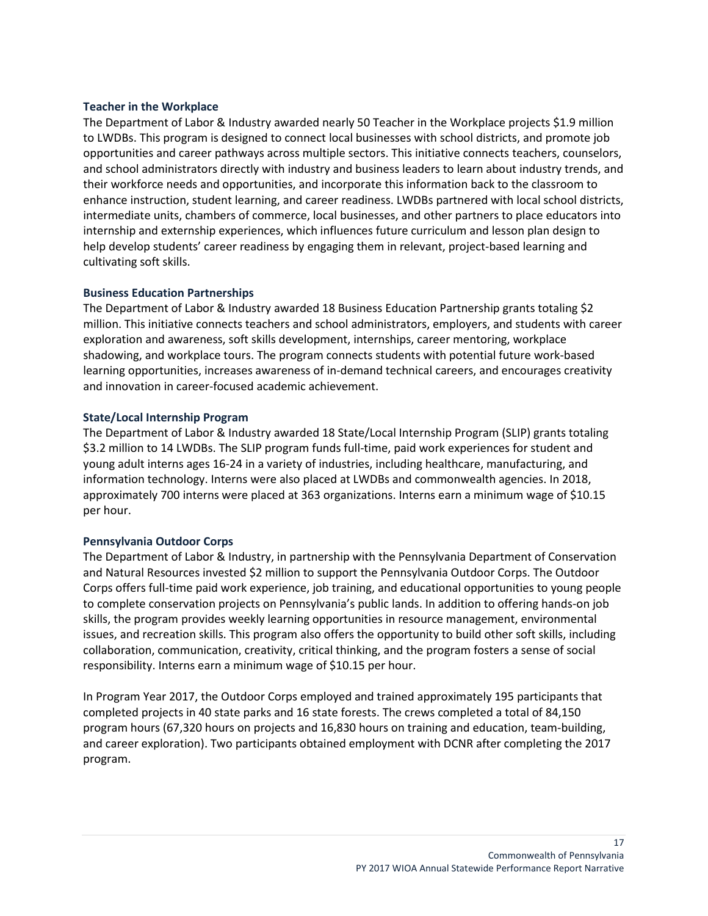### Teacher in the Workplace

The Department of Labor & Industry awarded nearly 50 Teacher in the Workplace projects $1.9 million to LWDBs. This program is designed to connect local businesses with school districts, and promote job opportunities and career pathways across multiple sectors. This initiative connects teachers, counselors, and school administrators directly with industry and business leaders to learn about industry trends, and their workforce needs and opportunities, and incorporate this information back to the classroom to enhance instruction, student learning, and career readiness. LWDBs partnered with local school districts, intermediate units, chambers of commerce, local businesses, and other partners to place educators into internship and externship experiences, which influences future curriculum and lesson plan design to help develop students' career readiness by engaging them in relevant, project-based learning and cultivating soft skills.

### Business Education Partnerships

The Department of Labor & Industry awarded 18 Business Education Partnership grants totaling $2 million. This initiative connects teachers and school administrators, employers, and students with career exploration and awareness, soft skills development, internships, career mentoring, workplace shadowing, and workplace tours. The program connects students with potential future work-based learning opportunities, increases awareness of in-demand technical careers, and encourages creativity and innovation in career-focused academic achievement.

### State/Local Internship Program

The Department of Labor & Industry awarded 18 State/Local Internship Program (SLIP) grants totaling $3.2 million to 14 LWDBs. The SLIP program funds full-time, paid work experiences for student and young adult interns ages 16-24 in a variety of industries, including healthcare, manufacturing, and information technology. Interns were also placed at LWDBs and commonwealth agencies. In 2018, approximately 700 interns were placed at 363 organizations. Interns earn a minimum wage of $10.15 per hour.

### Pennsylvania Outdoor Corps

The Department of Labor & Industry, in partnership with the Pennsylvania Department of Conservation and Natural Resources invested $2 million to support the Pennsylvania Outdoor Corps. The Outdoor Corps offers full-time paid work experience, job training, and educational opportunities to young people to complete conservation projects on Pennsylvania's public lands. In addition to offering hands-on job skills, the program provides weekly learning opportunities in resource management, environmental issues, and recreation skills. This program also offers the opportunity to build other soft skills, including collaboration, communication, creativity, critical thinking, and the program fosters a sense of social responsibility. Interns earn a minimum wage of $10.15 per hour.

In Program Year 2017, the Outdoor Corps employed and trained approximately 195 participants that completed projects in 40 state parks and 16 state forests. The crews completed a total of 84,150 program hours (67,320 hours on projects and 16,830 hours on training and education, team-building, and career exploration). Two participants obtained employment with DCNR after completing the 2017 program.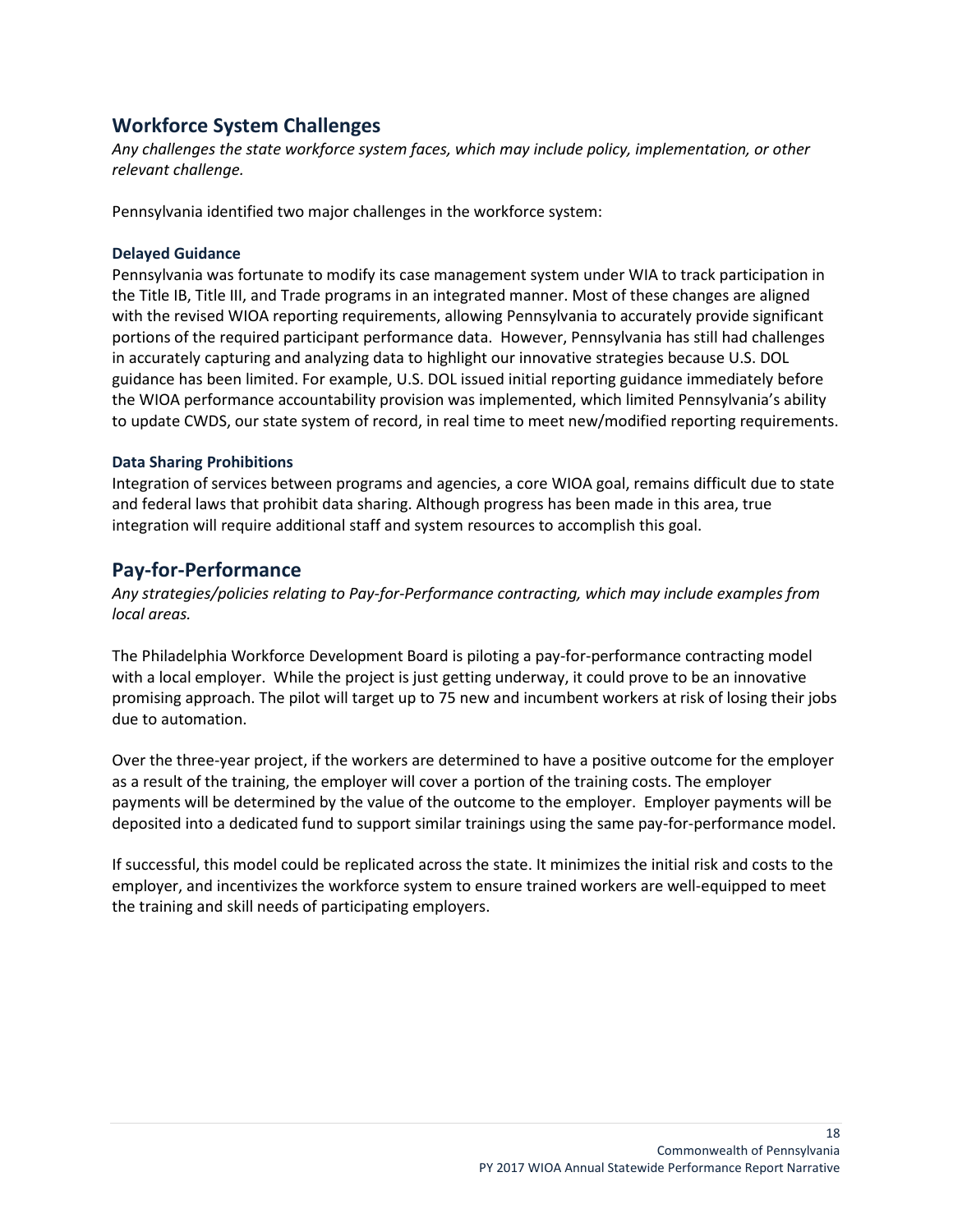## Workforce System Challenges

*Any challenges the state workforce system faces, which may include policy, implementation, or other relevant challenge.*

Pennsylvania identified two major challenges in the workforce system:

### Delayed Guidance

Pennsylvania was fortunate to modify its case management system under WIA to track participation in the Title IB, Title III, and Trade programs in an integrated manner. Most of these changes are aligned with the revised WIOA reporting requirements, allowing Pennsylvania to accurately provide significant portions of the required participant performance data. However, Pennsylvania has still had challenges in accurately capturing and analyzing data to highlight our innovative strategies because U.S. DOL guidance has been limited. For example, U.S. DOL issued initial reporting guidance immediately before the WIOA performance accountability provision was implemented, which limited Pennsylvania's ability to update CWDS, our state system of record, in real time to meet new/modified reporting requirements.

### Data Sharing Prohibitions

Integration of services between programs and agencies, a core WIOA goal, remains difficult due to state and federal laws that prohibit data sharing. Although progress has been made in this area, true integration will require additional staff and system resources to accomplish this goal.

## Pay-for-Performance

*Any strategies/policies relating to Pay-for-Performance contracting, which may include examples from local areas.*

The Philadelphia Workforce Development Board is piloting a pay-for-performance contracting model with a local employer. While the project is just getting underway, it could prove to be an innovative promising approach. The pilot will target up to 75 new and incumbent workers at risk of losing their jobs due to automation.

Over the three-year project, if the workers are determined to have a positive outcome for the employer as a result of the training, the employer will cover a portion of the training costs. The employer payments will be determined by the value of the outcome to the employer. Employer payments will be deposited into a dedicated fund to support similar trainings using the same pay-for-performance model.

If successful, this model could be replicated across the state. It minimizes the initial risk and costs to the employer, and incentivizes the workforce system to ensure trained workers are well-equipped to meet the training and skill needs of participating employers.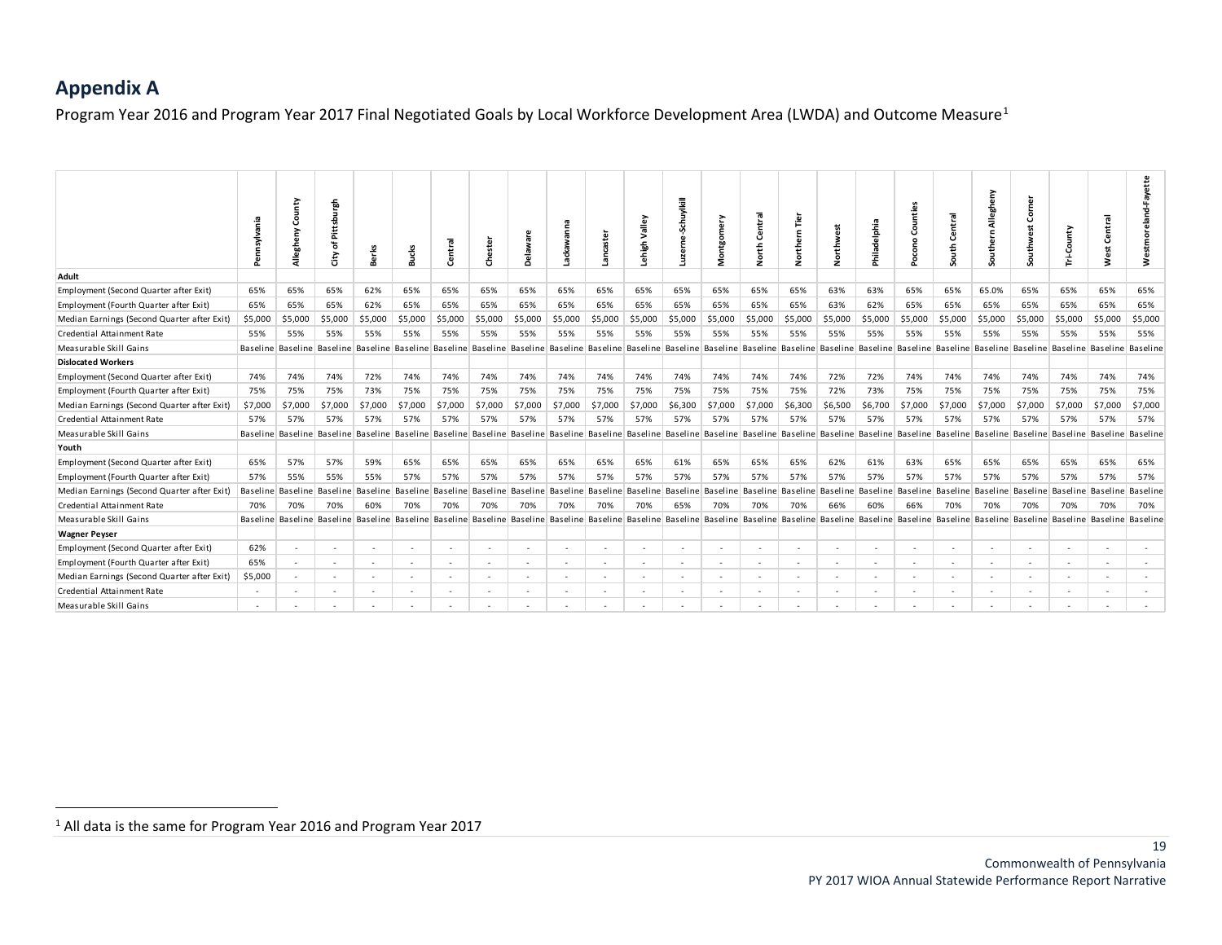# Appendix A

Program Year 2016 and Program Year 2017 Final Negotiated Goals by Local Workforce Development Area (LWDA) and Outcome Measure[1]

| | Pennsylvania | Allegheny County | City of Pittsburgh | Berks | Bucks | Central | Chester | Delaware | Lackawanna | Lancaster | Lehigh Valley | Luzerne-Schuylkill | Montgomery | North Central | Northern Tier | Northwest | Philadelphia | Pocono Counties | South Central | Southern Allegheny | Southwest Corner | Tri-County | West Central | Westmoreland-Fayette |
|---|---|---|---|---|---|---|---|---|---|---|---|---|---|---|---|---|---|---|---|---|---|---|---|---|
| **Adult** | | | | | | | | | | | | | | | | | | | | | | | | |
| Employment (Second Quarter after Exit) | 65% | 65% | 65% | 62% | 65% | 65% | 65% | 65% | 65% | 65% | 65% | 65% | 65% | 65% | 65% | 63% | 63% | 65% | 65% | 65.0% | 65% | 65% | 65% | 65% |
| Employment (Fourth Quarter after Exit) | 65% | 65% | 65% | 62% | 65% | 65% | 65% | 65% | 65% | 65% | 65% | 65% | 65% | 65% | 65% | 63% | 62% | 65% | 65% | 65% | 65% | 65% | 65% | 65% |
| Median Earnings (Second Quarter after Exit) | $5,000 | $5,000 | $5,000 | $5,000 | $5,000 | $5,000 | $5,000 | $5,000 | $5,000 | $5,000 | $5,000 | $5,000 | $5,000 | $5,000 | $5,000 | $5,000 | $5,000 | $5,000 | $5,000 | $5,000 | $5,000 | $5,000 | $5,000 | $5,000 |
| Credential Attainment Rate | 55% | 55% | 55% | 55% | 55% | 55% | 55% | 55% | 55% | 55% | 55% | 55% | 55% | 55% | 55% | 55% | 55% | 55% | 55% | 55% | 55% | 55% | 55% | 55% |
| Measurable Skill Gains | Baseline | Baseline | Baseline | Baseline | Baseline | Baseline | Baseline | Baseline | Baseline | Baseline | Baseline | Baseline | Baseline | Baseline | Baseline | Baseline | Baseline | Baseline | Baseline | Baseline | Baseline | Baseline | Baseline | Baseline |
| **Dislocated Workers** | | | | | | | | | | | | | | | | | | | | | | | | |
| Employment (Second Quarter after Exit) | 74% | 74% | 74% | 72% | 74% | 74% | 74% | 74% | 74% | 74% | 74% | 74% | 74% | 74% | 74% | 72% | 72% | 74% | 74% | 74% | 74% | 74% | 74% | 74% |
| Employment (Fourth Quarter after Exit) | 75% | 75% | 75% | 73% | 75% | 75% | 75% | 75% | 75% | 75% | 75% | 75% | 75% | 75% | 75% | 72% | 73% | 75% | 75% | 75% | 75% | 75% | 75% | 75% |
| Median Earnings (Second Quarter after Exit) | $7,000 | $7,000 | $7,000 | $7,000 | $7,000 | $7,000 | $7,000 | $7,000 | $7,000 | $7,000 | $7,000 | $6,300 | $7,000 | $7,000 | $6,300 | $6,500 | $6,700 | $7,000 | $7,000 | $7,000 | $7,000 | $7,000 | $7,000 | $7,000 |
| Credential Attainment Rate | 57% | 57% | 57% | 57% | 57% | 57% | 57% | 57% | 57% | 57% | 57% | 57% | 57% | 57% | 57% | 57% | 57% | 57% | 57% | 57% | 57% | 57% | 57% | 57% |
| Measurable Skill Gains | Baseline | Baseline | Baseline | Baseline | Baseline | Baseline | Baseline | Baseline | Baseline | Baseline | Baseline | Baseline | Baseline | Baseline | Baseline | Baseline | Baseline | Baseline | Baseline | Baseline | Baseline | Baseline | Baseline | Baseline |
| **Youth** | | | | | | | | | | | | | | | | | | | | | | | | |
| Employment (Second Quarter after Exit) | 65% | 57% | 57% | 59% | 65% | 65% | 65% | 65% | 65% | 65% | 65% | 61% | 65% | 65% | 65% | 62% | 61% | 63% | 65% | 65% | 65% | 65% | 65% | 65% |
| Employment (Fourth Quarter after Exit) | 57% | 55% | 55% | 55% | 57% | 57% | 57% | 57% | 57% | 57% | 57% | 57% | 57% | 57% | 57% | 57% | 57% | 57% | 57% | 57% | 57% | 57% | 57% | 57% |
| Median Earnings (Second Quarter after Exit) | Baseline | Baseline | Baseline | Baseline | Baseline | Baseline | Baseline | Baseline | Baseline | Baseline | Baseline | Baseline | Baseline | Baseline | Baseline | Baseline | Baseline | Baseline | Baseline | Baseline | Baseline | Baseline | Baseline | Baseline |
| Credential Attainment Rate | 70% | 70% | 70% | 60% | 70% | 70% | 70% | 70% | 70% | 70% | 70% | 65% | 70% | 70% | 70% | 66% | 60% | 66% | 70% | 70% | 70% | 70% | 70% | 70% |
| Measurable Skill Gains | Baseline | Baseline | Baseline | Baseline | Baseline | Baseline | Baseline | Baseline | Baseline | Baseline | Baseline | Baseline | Baseline | Baseline | Baseline | Baseline | Baseline | Baseline | Baseline | Baseline | Baseline | Baseline | Baseline | Baseline |
| **Wagner Peyser** | | | | | | | | | | | | | | | | | | | | | | | | |
| Employment (Second Quarter after Exit) | 62% | - | - | - | - | - | - | - | - | - | - | - | - | - | - | - | - | - | - | - | - | - | - | - |
| Employment (Fourth Quarter after Exit) | 65% | - | - | - | - | - | - | - | - | - | - | - | - | - | - | - | - | - | - | - | - | - | - | - |
| Median Earnings (Second Quarter after Exit) | $5,000 | - | - | - | - | - | - | - | - | - | - | - | - | - | - | - | - | - | - | - | - | - | - | - |
| Credential Attainment Rate | - | - | - | - | - | - | - | - | - | - | - | - | - | - | - | - | - | - | - | - | - | - | - | - |
| Measurable Skill Gains | - | - | - | - | - | - | - | - | - | - | - | - | - | - | - | - | - | - | - | - | - | - | - | - |

[1] All data is the same for Program Year 2016 and Program Year 2017